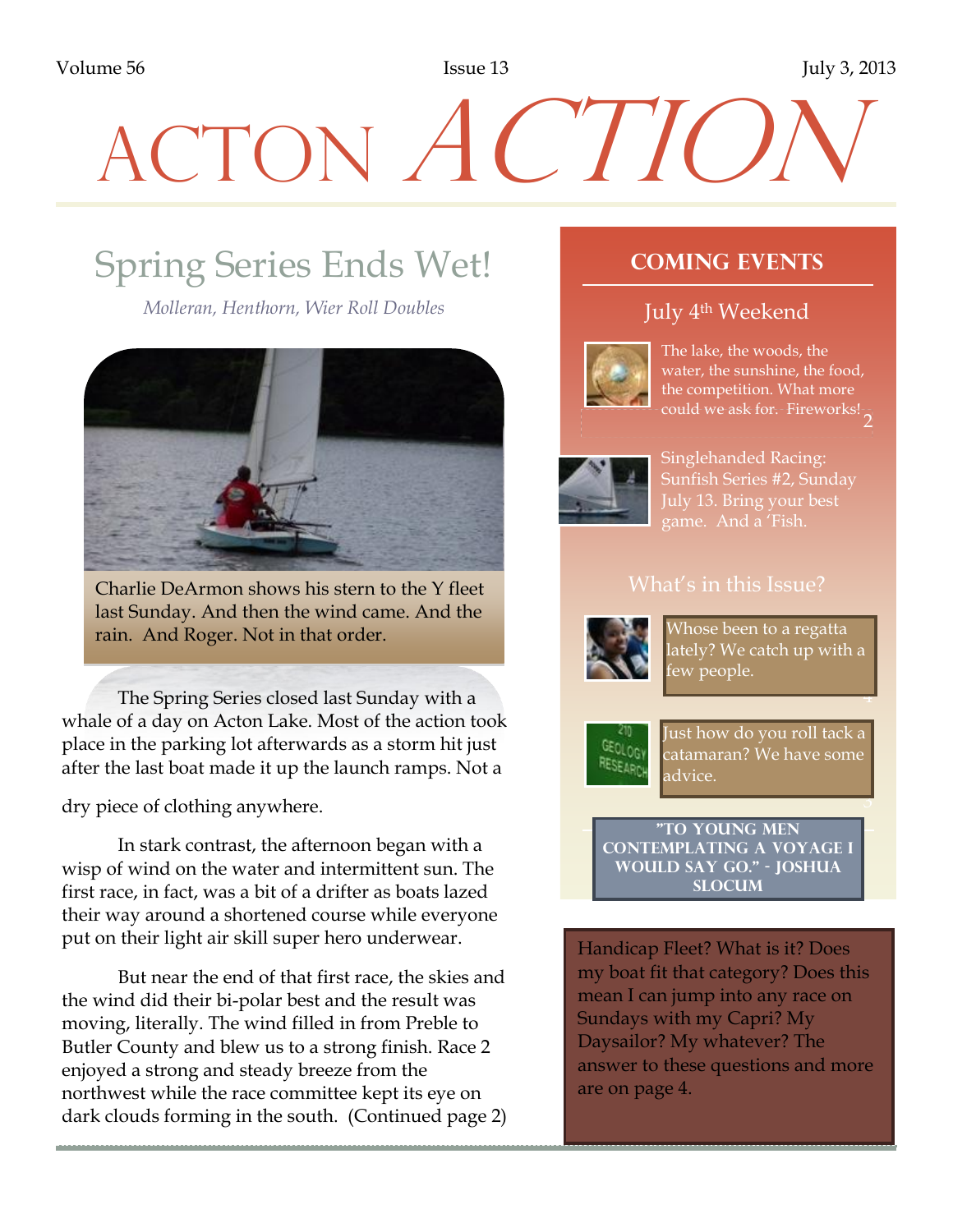# ACTON *ACTION*

## Spring Series Ends Wet!

*Molleran, Henthorn, Wier Roll Doubles*

Charlie DeArmon shows his stern to the Y fleet last Sunday. And then the wind came. And the rain. And Roger. Not in that order.

The Spring Series closed last Sunday with a whale of a day on Acton Lake. Most of the action took place in the parking lot afterwards as a storm hit just after the last boat made it up the launch ramps. Not a dry piece of clothing anywhere.

In stark contrast, the afternoon began with a wisp of wind on the water and intermittent sun. The first race, in fact, was a bit of a drifter as boats lazed their way around a shortened course while everyone put on their light air skill super hero underwear.

But near the end of that first race, the skies and the wind did their bi-polar best and the result was moving, literally. The wind filled in from Preble to Butler County and blew us to a strong finish. Race 2 enjoyed a strong and steady breeze from the northwest while the race committee kept its eye on dark clouds forming in the south. (Continued page 2)

## COMING EVENTS

### July 4th Weekend

The lake, the woods, the water, the sunshine, the food, the competition. What more could we ask for. Fireworks! 2

Singlehanded Racing: Sunfish Series #2, Sunday July 13. Bring your best game. And a 'Fish.

### What's in this Issue?

Whose been to a regatta lately? We catch up with a few people. 4

Just how do you roll tack a catamaran? We have some advice. 5

**"TO YOUNG MEN CONTEMPLATING A VOYAGE I WOULD SAY GO." - JOSHUA SLOCUM**

Handicap Fleet? What is it? Does my boat fit that category? Does this mean I can jump into any race on Sundays with my Capri? My Daysailor? My whatever? The answer to these questions and more are on page 4.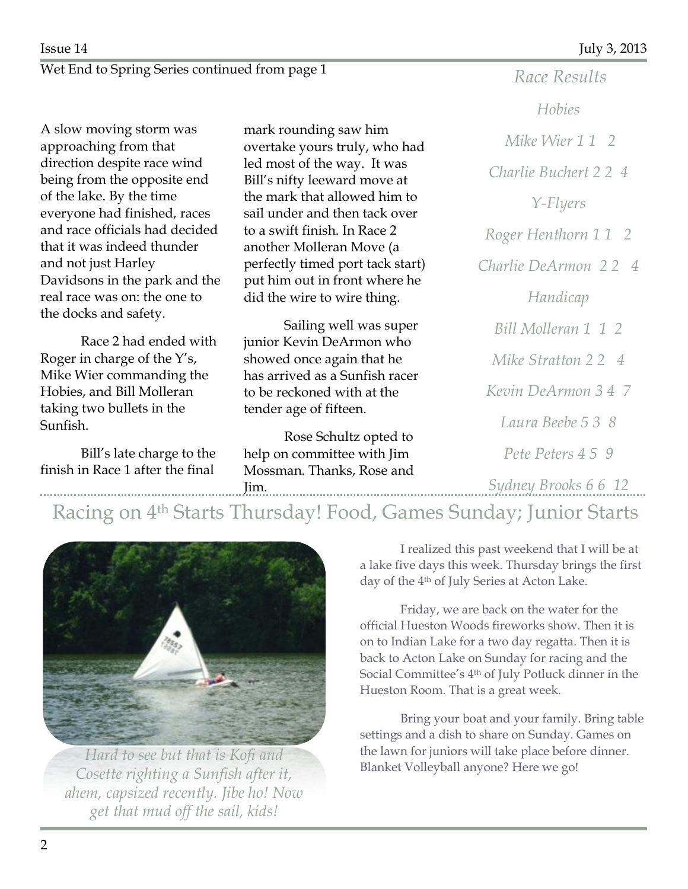Wet End to Spring Series continued from page 1

A slow moving storm was approaching from that direction despite race wind being from the opposite end of the lake. By the time everyone had finished, races and race officials had decided that it was indeed thunder and not just Harley Davidsons in the park and the real race was on: the one to the docks and safety.

Race 2 had ended with Roger in charge of the Y's, Mike Wier commanding the Hobies, and Bill Molleran taking two bullets in the Sunfish.

Bill's late charge to the finish in Race 1 after the final mark rounding saw him overtake yours truly, who had led most of the way. It was Bill's nifty leeward move at the mark that allowed him to sail under and then tack over to a swift finish. In Race 2 another Molleran Move (a perfectly timed port tack start) put him out in front where he did the wire to wire thing.

Sailing well was super junior Kevin DeArmon who showed once again that he has arrived as a Sunfish racer to be reckoned with at the tender age of fifteen.

Rose Schultz opted to help on committee with Jim Mossman. Thanks, Rose and Jim.

*Race Results*

*Hobies*

*Mike Wier 1 1 2*

*Charlie Buchert 2 2 4*

*Y-Flyers*

*Roger Henthorn 1 1 2*

*Charlie DeArmon 2 2 4*

*Handicap*

*Bill Molleran 1 1 2*

*Mike Stratton 2 2 4*

*Kevin DeArmon 3 4 7*

*Laura Beebe 5 3 8*

*Pete Peters 4 5 9*

*Sydney Brooks 6 6 12*

## Racing on 4th Starts Thursday! Food, Games Sunday; Junior Starts

*Hard to see but that is Kofi and Cosette righting a Sunfish after it, ahem, capsized recently. Jibe ho! Now get that mud off the sail, kids!*

I realized this past weekend that I will be at a lake five days this week. Thursday brings the first day of the 4th of July Series at Acton Lake.

Friday, we are back on the water for the official Hueston Woods fireworks show. Then it is on to Indian Lake for a two day regatta. Then it is back to Acton Lake on Sunday for racing and the Social Committee's 4th of July Potluck dinner in the Hueston Room. That is a great week.

Bring your boat and your family. Bring table settings and a dish to share on Sunday. Games on the lawn for juniors will take place before dinner. Blanket Volleyball anyone? Here we go!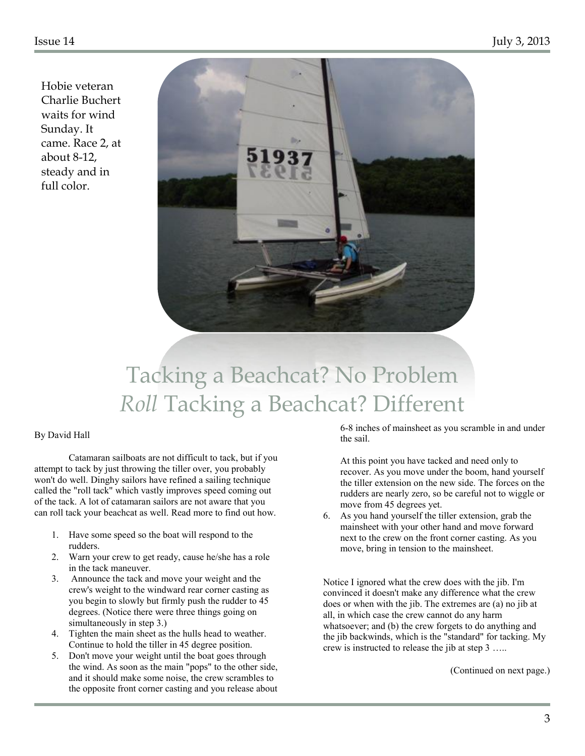Hobie veteran Charlie Buchert waits for wind Sunday. It came. Race 2, at about 8-12, steady and in full color.

# Tacking a Beachcat? No Problem
# *Roll* Tacking a Beachcat? Different

By David Hall

Catamaran sailboats are not difficult to tack, but if you attempt to tack by just throwing the tiller over, you probably won't do well. Dinghy sailors have refined a sailing technique called the "roll tack" which vastly improves speed coming out of the tack. A lot of catamaran sailors are not aware that you can roll tack your beachcat as well. Read more to find out how.

1. Have some speed so the boat will respond to the rudders.
2. Warn your crew to get ready, cause he/she has a role in the tack maneuver.
3. Announce the tack and move your weight and the crew's weight to the windward rear corner casting as you begin to slowly but firmly push the rudder to 45 degrees. (Notice there were three things going on simultaneously in step 3.)
4. Tighten the main sheet as the hulls head to weather. Continue to hold the tiller in 45 degree position.
5. Don't move your weight until the boat goes through the wind. As soon as the main "pops" to the other side, and it should make some noise, the crew scrambles to the opposite front corner casting and you release about 6-8 inches of mainsheet as you scramble in and under the sail.

   At this point you have tacked and need only to recover. As you move under the boom, hand yourself the tiller extension on the new side. The forces on the rudders are nearly zero, so be careful not to wiggle or move from 45 degrees yet.
6. As you hand yourself the tiller extension, grab the mainsheet with your other hand and move forward next to the crew on the front corner casting. As you move, bring in tension to the mainsheet.

Notice I ignored what the crew does with the jib. I'm convinced it doesn't make any difference what the crew does or when with the jib. The extremes are (a) no jib at all, in which case the crew cannot do any harm whatsoever; and (b) the crew forgets to do anything and the jib backwinds, which is the "standard" for tacking. My crew is instructed to release the jib at step 3 …..

(Continued on next page.)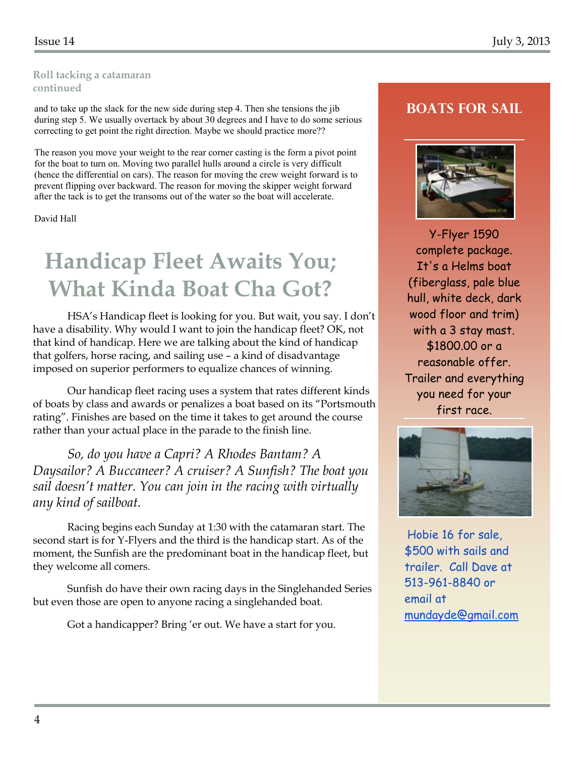**Roll tacking a catamaran continued**

and to take up the slack for the new side during step 4. Then she tensions the jib during step 5. We usually overtack by about 30 degrees and I have to do some serious correcting to get point the right direction. Maybe we should practice more??

The reason you move your weight to the rear corner casting is the form a pivot point for the boat to turn on. Moving two parallel hulls around a circle is very difficult (hence the differential on cars). The reason for moving the crew weight forward is to prevent flipping over backward. The reason for moving the skipper weight forward after the tack is to get the transoms out of the water so the boat will accelerate.

David Hall

# Handicap Fleet Awaits You; What Kinda Boat Cha Got?

HSA's Handicap fleet is looking for you. But wait, you say. I don't have a disability. Why would I want to join the handicap fleet? OK, not that kind of handicap. Here we are talking about the kind of handicap that golfers, horse racing, and sailing use – a kind of disadvantage imposed on superior performers to equalize chances of winning.

Our handicap fleet racing uses a system that rates different kinds of boats by class and awards or penalizes a boat based on its "Portsmouth rating". Finishes are based on the time it takes to get around the course rather than your actual place in the parade to the finish line.

*So, do you have a Capri? A Rhodes Bantam? A Daysailor? A Buccaneer? A cruiser? A Sunfish? The boat you sail doesn't matter. You can join in the racing with virtually any kind of sailboat.*

Racing begins each Sunday at 1:30 with the catamaran start. The second start is for Y-Flyers and the third is the handicap start. As of the moment, the Sunfish are the predominant boat in the handicap fleet, but they welcome all comers.

Sunfish do have their own racing days in the Singlehanded Series but even those are open to anyone racing a singlehanded boat.

Got a handicapper? Bring 'er out. We have a start for you.

## BOATS FOR SAIL

Y-Flyer 1590 complete package. It's a Helms boat (fiberglass, pale blue hull, white deck, dark wood floor and trim) with a 3 stay mast. $1800.00 or a reasonable offer. Trailer and everything you need for your first race.

Hobie 16 for sale, $500 with sails and trailer. Call Dave at 513-961-8840 or email at mundayde@gmail.com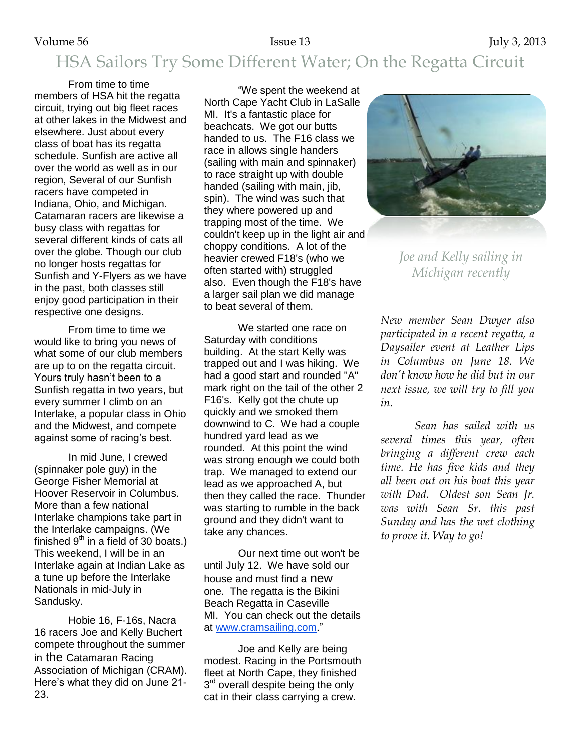# HSA Sailors Try Some Different Water; On the Regatta Circuit

From time to time members of HSA hit the regatta circuit, trying out big fleet races at other lakes in the Midwest and elsewhere. Just about every class of boat has its regatta schedule. Sunfish are active all over the world as well as in our region, Several of our Sunfish racers have competed in Indiana, Ohio, and Michigan. Catamaran racers are likewise a busy class with regattas for several different kinds of cats all over the globe. Though our club no longer hosts regattas for Sunfish and Y-Flyers as we have in the past, both classes still enjoy good participation in their respective one designs.

From time to time we would like to bring you news of what some of our club members are up to on the regatta circuit. Yours truly hasn't been to a Sunfish regatta in two years, but every summer I climb on an Interlake, a popular class in Ohio and the Midwest, and compete against some of racing's best.

In mid June, I crewed (spinnaker pole guy) in the George Fisher Memorial at Hoover Reservoir in Columbus. More than a few national Interlake champions take part in the Interlake campaigns. (We finished 9th in a field of 30 boats.) This weekend, I will be in an Interlake again at Indian Lake as a tune up before the Interlake Nationals in mid-July in Sandusky.

Hobie 16, F-16s, Nacra 16 racers Joe and Kelly Buchert compete throughout the summer in the Catamaran Racing Association of Michigan (CRAM). Here's what they did on June 21-23.

"We spent the weekend at North Cape Yacht Club in LaSalle MI. It's a fantastic place for beachcats. We got our butts handed to us. The F16 class we race in allows single handers (sailing with main and spinnaker) to race straight up with double handed (sailing with main, jib, spin). The wind was such that they where powered up and trapping most of the time. We couldn't keep up in the light air and choppy conditions. A lot of the heavier crewed F18's (who we often started with) struggled also. Even though the F18's have a larger sail plan we did manage to beat several of them.

We started one race on Saturday with conditions building. At the start Kelly was trapped out and I was hiking. We had a good start and rounded "A" mark right on the tail of the other 2 F16's. Kelly got the chute up quickly and we smoked them downwind to C. We had a couple hundred yard lead as we rounded. At this point the wind was strong enough we could both trap. We managed to extend our lead as we approached A, but then they called the race. Thunder was starting to rumble in the back ground and they didn't want to take any chances.

Our next time out won't be until July 12. We have sold our house and must find a new one. The regatta is the Bikini Beach Regatta in Caseville MI. You can check out the details at www.cramsailing.com."

Joe and Kelly are being modest. Racing in the Portsmouth fleet at North Cape, they finished 3rd overall despite being the only cat in their class carrying a crew.

*Joe and Kelly sailing in Michigan recently*

*New member Sean Dwyer also participated in a recent regatta, a Daysailer event at Leather Lips in Columbus on June 18. We don't know how he did but in our next issue, we will try to fill you in.*

*Sean has sailed with us several times this year, often bringing a different crew each time. He has five kids and they all been out on his boat this year with Dad. Oldest son Sean Jr. was with Sean Sr. this past Sunday and has the wet clothing to prove it. Way to go!*